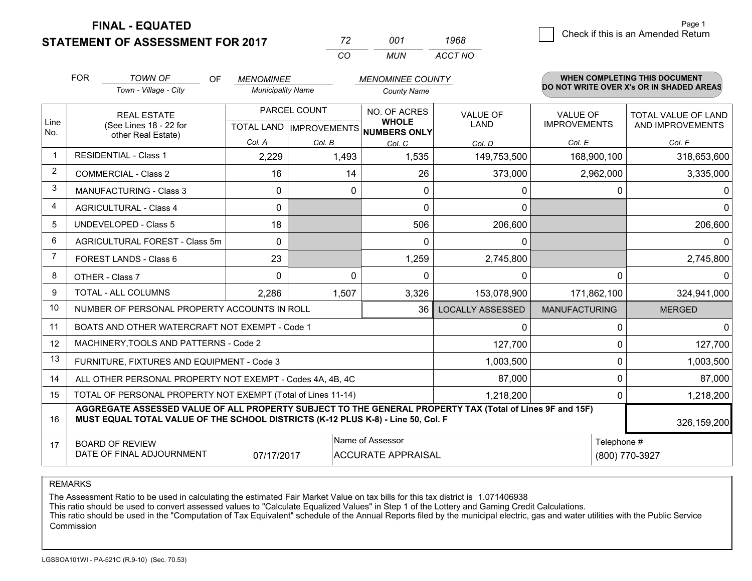# FINAL - EQUATED
## STATEMENT OF ASSESSMENT FOR 2017

| 72 | 001 | 1968 |
|---|---|---|
| CO | MUN | ACCT NO |

☐ Check if this is an Amended Return

FOR *TOWN OF* (Town - Village - City) OF *MENOMINEE* (Municipality Name) *MENOMINEE COUNTY* (County Name)

**WHEN COMPLETING THIS DOCUMENT DO NOT WRITE OVER X's OR IN SHADED AREAS**

| Line No. | REAL ESTATE (See Lines 18 - 22 for other Real Estate) | PARCEL COUNT TOTAL LAND Col. A | PARCEL COUNT IMPROVEMENTS Col. B | NO. OF ACRES WHOLE NUMBERS ONLY Col. C | VALUE OF LAND Col. D | VALUE OF IMPROVEMENTS Col. E | TOTAL VALUE OF LAND AND IMPROVEMENTS Col. F |
|---|---|---|---|---|---|---|---|
| 1 | RESIDENTIAL - Class 1 | 2,229 | 1,493 | 1,535 | 149,753,500 | 168,900,100 | 318,653,600 |
| 2 | COMMERCIAL - Class 2 | 16 | 14 | 26 | 373,000 | 2,962,000 | 3,335,000 |
| 3 | MANUFACTURING - Class 3 | 0 | 0 | 0 | 0 | 0 | 0 |
| 4 | AGRICULTURAL - Class 4 | 0 | | 0 | 0 | | 0 |
| 5 | UNDEVELOPED - Class 5 | 18 | | 506 | 206,600 | | 206,600 |
| 6 | AGRICULTURAL FOREST - Class 5m | 0 | | 0 | 0 | | 0 |
| 7 | FOREST LANDS - Class 6 | 23 | | 1,259 | 2,745,800 | | 2,745,800 |
| 8 | OTHER - Class 7 | 0 | 0 | 0 | 0 | 0 | 0 |
| 9 | TOTAL - ALL COLUMNS | 2,286 | 1,507 | 3,326 | 153,078,900 | 171,862,100 | 324,941,000 |
| 10 | NUMBER OF PERSONAL PROPERTY ACCOUNTS IN ROLL | | | 36 | LOCALLY ASSESSED | MANUFACTURING | MERGED |
| 11 | BOATS AND OTHER WATERCRAFT NOT EXEMPT - Code 1 | | | | 0 | 0 | 0 |
| 12 | MACHINERY,TOOLS AND PATTERNS - Code 2 | | | | 127,700 | 0 | 127,700 |
| 13 | FURNITURE, FIXTURES AND EQUIPMENT - Code 3 | | | | 1,003,500 | 0 | 1,003,500 |
| 14 | ALL OTHER PERSONAL PROPERTY NOT EXEMPT - Codes 4A, 4B, 4C | | | | 87,000 | 0 | 87,000 |
| 15 | TOTAL OF PERSONAL PROPERTY NOT EXEMPT (Total of Lines 11-14) | | | | 1,218,200 | 0 | 1,218,200 |
| 16 | **AGGREGATE ASSESSED VALUE OF ALL PROPERTY SUBJECT TO THE GENERAL PROPERTY TAX (Total of Lines 9F and 15F) MUST EQUAL TOTAL VALUE OF THE SCHOOL DISTRICTS (K-12 PLUS K-8) - Line 50, Col. F** | | | | | | 326,159,200 |
| 17 | BOARD OF REVIEW DATE OF FINAL ADJOURNMENT | 07/17/2017 | Name of Assessor: ACCURATE APPRAISAL | | | Telephone #: (800) 770-3927 | |

REMARKS

The Assessment Ratio to be used in calculating the estimated Fair Market Value on tax bills for this tax district is 1.071406938
This ratio should be used to convert assessed values to "Calculate Equalized Values" in Step 1 of the Lottery and Gaming Credit Calculations.
This ratio should be used in the "Computation of Tax Equivalent" schedule of the Annual Reports filed by the municipal electric, gas and water utilities with the Public Service Commission

LGSSOA101WI - PA-521C (R.9-10) (Sec. 70.53)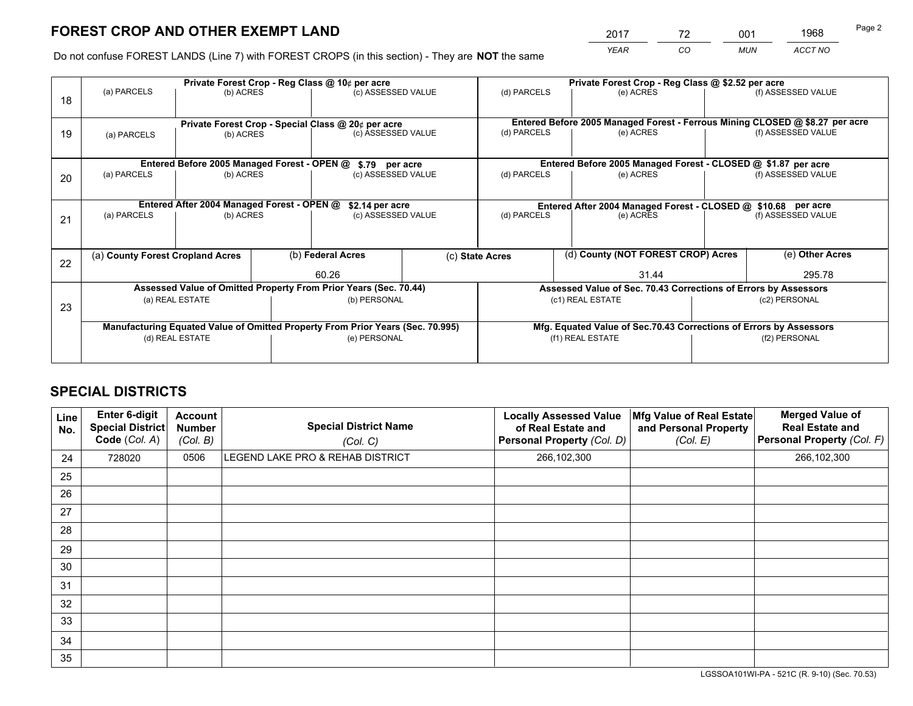# FOREST CROP AND OTHER EXEMPT LAND

| 2017 | 72 | 001 | 1968 |
|---|---|---|---|
| *YEAR* | *CO* | *MUN* | *ACCT NO* |

Do not confuse FOREST LANDS (Line 7) with FOREST CROPS (in this section) - They are **NOT** the same

| Line | Private Forest Crop - Reg Class @ 10¢ per acre | | | Private Forest Crop - Reg Class @ $2.52 per acre | | |
|---|---|---|---|---|---|---|
| 18 | (a) PARCELS | (b) ACRES | (c) ASSESSED VALUE | (d) PARCELS | (e) ACRES | (f) ASSESSED VALUE |
| | | | | | | |
| | **Private Forest Crop - Special Class @ 20¢ per acre** | | | **Entered Before 2005 Managed Forest - Ferrous Mining CLOSED @ $8.27 per acre** | | |
| 19 | (a) PARCELS | (b) ACRES | (c) ASSESSED VALUE | (d) PARCELS | (e) ACRES | (f) ASSESSED VALUE |
| | | | | | | |
| | **Entered Before 2005 Managed Forest - OPEN @ $.79 per acre** | | | **Entered Before 2005 Managed Forest - CLOSED @ $1.87 per acre** | | |
| 20 | (a) PARCELS | (b) ACRES | (c) ASSESSED VALUE | (d) PARCELS | (e) ACRES | (f) ASSESSED VALUE |
| | | | | | | |
| | **Entered After 2004 Managed Forest - OPEN @ $2.14 per acre** | | | **Entered After 2004 Managed Forest - CLOSED @ $10.68 per acre** | | |
| 21 | (a) PARCELS | (b) ACRES | (c) ASSESSED VALUE | (d) PARCELS | (e) ACRES | (f) ASSESSED VALUE |
| | | | | | | |

| Line | (a) County Forest Cropland Acres | (b) Federal Acres | (c) State Acres | (d) County (NOT FOREST CROP) Acres | (e) Other Acres |
|---|---|---|---|---|---|
| 22 | | 60.26 | | 31.44 | 295.78 |

| Line | Assessed Value of Omitted Property From Prior Years (Sec. 70.44) | | Assessed Value of Sec. 70.43 Corrections of Errors by Assessors | |
|---|---|---|---|---|
| 23 | (a) REAL ESTATE | (b) PERSONAL | (c1) REAL ESTATE | (c2) PERSONAL |
| | | | | |
| | **Manufacturing Equated Value of Omitted Property From Prior Years (Sec. 70.995)** | | **Mfg. Equated Value of Sec.70.43 Corrections of Errors by Assessors** | |
| | (d) REAL ESTATE | (e) PERSONAL | (f1) REAL ESTATE | (f2) PERSONAL |
| | | | | |

# SPECIAL DISTRICTS

| Line No. | Enter 6-digit Special District Code (*Col. A*) | Account Number (*Col. B*) | Special District Name (*Col. C*) | Locally Assessed Value of Real Estate and Personal Property (*Col. D*) | Mfg Value of Real Estate and Personal Property (*Col. E*) | Merged Value of Real Estate and Personal Property (*Col. F*) |
|---|---|---|---|---|---|---|
| 24 | 728020 | 0506 | LEGEND LAKE PRO & REHAB DISTRICT | 266,102,300 | | 266,102,300 |
| 25 | | | | | | |
| 26 | | | | | | |
| 27 | | | | | | |
| 28 | | | | | | |
| 29 | | | | | | |
| 30 | | | | | | |
| 31 | | | | | | |
| 32 | | | | | | |
| 33 | | | | | | |
| 34 | | | | | | |
| 35 | | | | | | |

LGSSOA101WI-PA - 521C (R. 9-10) (Sec. 70.53)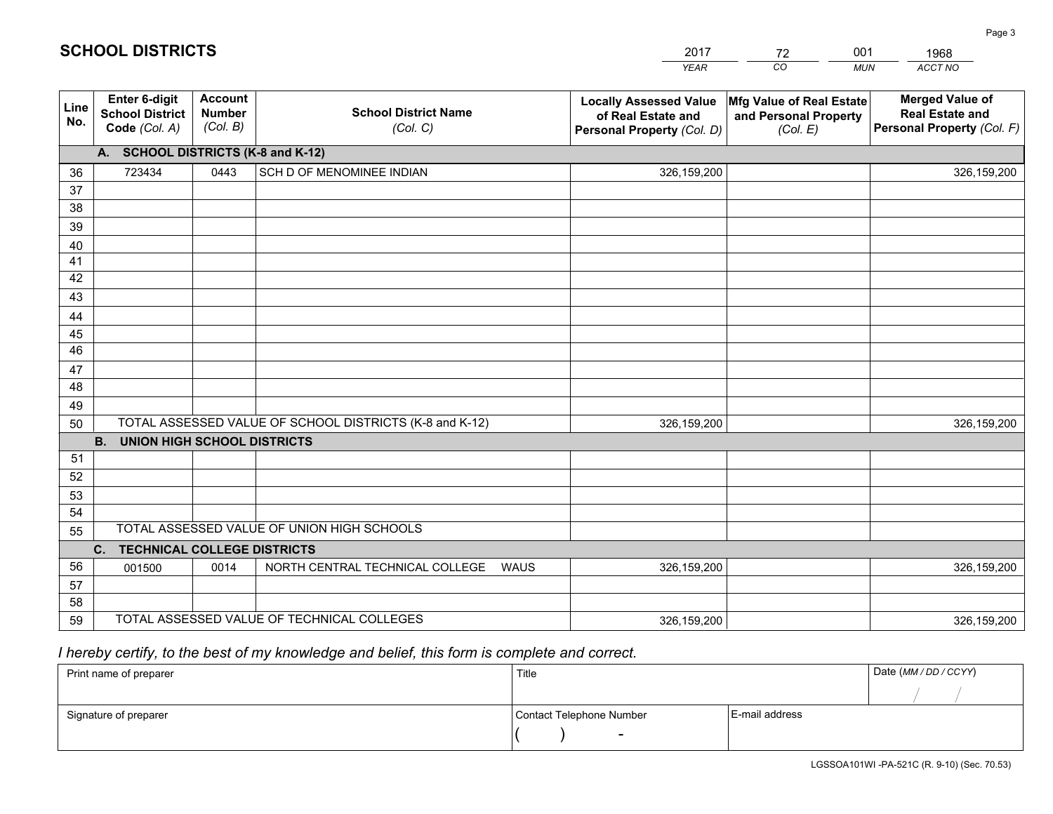# SCHOOL DISTRICTS

| 2017 | 72 | 001 | 1968 |
|---|---|---|---|
| *YEAR* | *CO* | *MUN* | *ACCT NO* |

| Line No. | Enter 6-digit School District Code *(Col. A)* | Account Number *(Col. B)* | School District Name *(Col. C)* | Locally Assessed Value of Real Estate and Personal Property *(Col. D)* | Mfg Value of Real Estate and Personal Property *(Col. E)* | Merged Value of Real Estate and Personal Property *(Col. F)* |
|---|---|---|---|---|---|---|
| **A. SCHOOL DISTRICTS (K-8 and K-12)** | | | | | | |
| 36 | 723434 | 0443 | SCH D OF MENOMINEE INDIAN | 326,159,200 | | 326,159,200 |
| 37 | | | | | | |
| 38 | | | | | | |
| 39 | | | | | | |
| 40 | | | | | | |
| 41 | | | | | | |
| 42 | | | | | | |
| 43 | | | | | | |
| 44 | | | | | | |
| 45 | | | | | | |
| 46 | | | | | | |
| 47 | | | | | | |
| 48 | | | | | | |
| 49 | | | | | | |
| 50 | TOTAL ASSESSED VALUE OF SCHOOL DISTRICTS (K-8 and K-12) | | | 326,159,200 | | 326,159,200 |
| **B. UNION HIGH SCHOOL DISTRICTS** | | | | | | |
| 51 | | | | | | |
| 52 | | | | | | |
| 53 | | | | | | |
| 54 | | | | | | |
| 55 | TOTAL ASSESSED VALUE OF UNION HIGH SCHOOLS | | | | | |
| **C. TECHNICAL COLLEGE DISTRICTS** | | | | | | |
| 56 | 001500 | 0014 | NORTH CENTRAL TECHNICAL COLLEGE WAUS | 326,159,200 | | 326,159,200 |
| 57 | | | | | | |
| 58 | | | | | | |
| 59 | TOTAL ASSESSED VALUE OF TECHNICAL COLLEGES | | | 326,159,200 | | 326,159,200 |

*I hereby certify, to the best of my knowledge and belief, this form is complete and correct.*

| Print name of preparer | Title | | Date *(MM / DD / CCYY)* |
|---|---|---|---|
| | | | / / |
| Signature of preparer | Contact Telephone Number | E-mail address | |
| | ( ) - | | |

LGSSOA101WI -PA-521C (R. 9-10) (Sec. 70.53)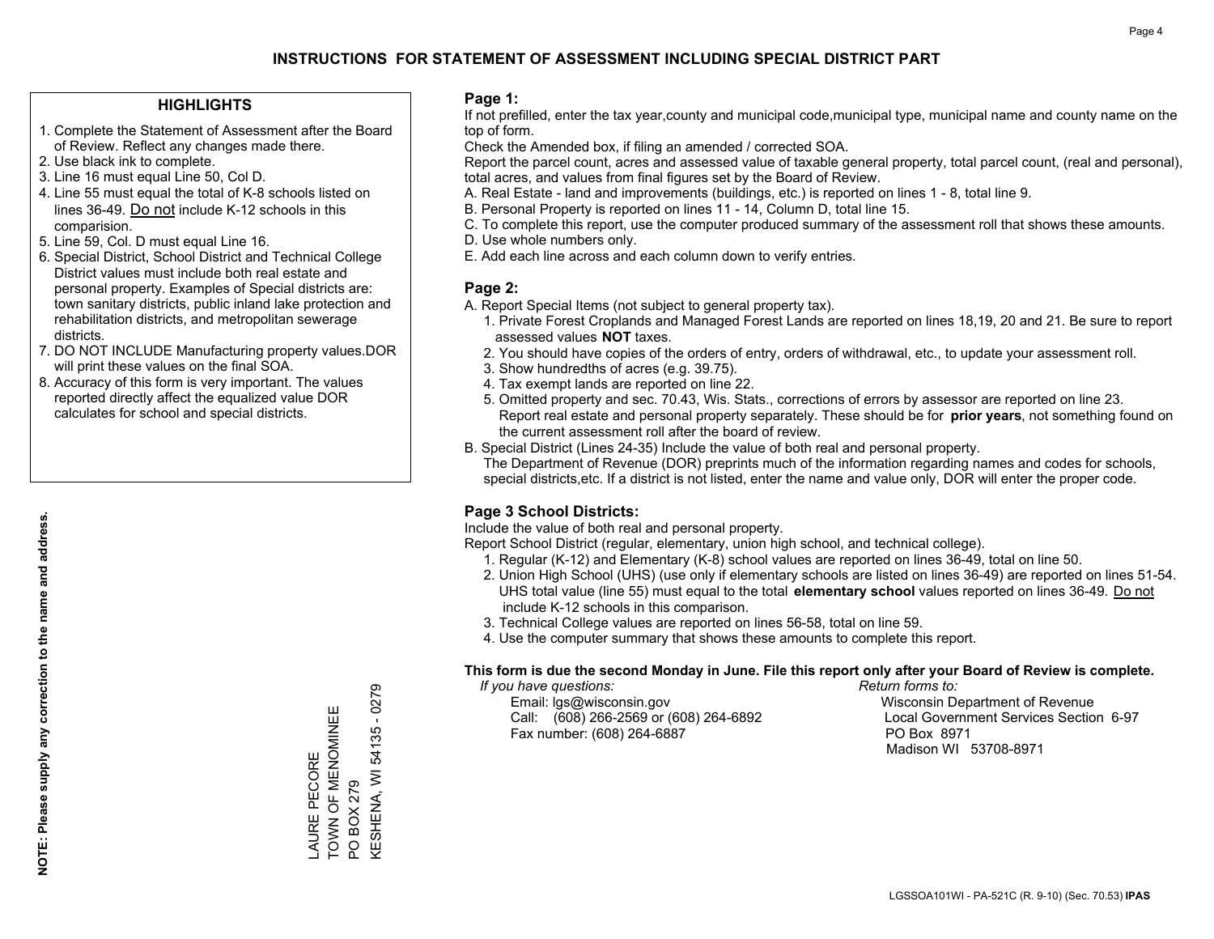# INSTRUCTIONS FOR STATEMENT OF ASSESSMENT INCLUDING SPECIAL DISTRICT PART

## HIGHLIGHTS

1. Complete the Statement of Assessment after the Board of Review. Reflect any changes made there.
2. Use black ink to complete.
3. Line 16 must equal Line 50, Col D.
4. Line 55 must equal the total of K-8 schools listed on lines 36-49. Do not include K-12 schools in this comparision.
5. Line 59, Col. D must equal Line 16.
6. Special District, School District and Technical College District values must include both real estate and personal property. Examples of Special districts are: town sanitary districts, public inland lake protection and rehabilitation districts, and metropolitan sewerage districts.
7. DO NOT INCLUDE Manufacturing property values.DOR will print these values on the final SOA.
8. Accuracy of this form is very important. The values reported directly affect the equalized value DOR calculates for school and special districts.

**NOTE: Please supply any correction to the name and address.**

LAURE PECORE
TOWN OF MENOMINEE
PO BOX 279
KESHENA, WI 54135 - 0279

## Page 1:

If not prefilled, enter the tax year,county and municipal code,municipal type, municipal name and county name on the top of form.

Check the Amended box, if filing an amended / corrected SOA.

Report the parcel count, acres and assessed value of taxable general property, total parcel count, (real and personal), total acres, and values from final figures set by the Board of Review.

A. Real Estate - land and improvements (buildings, etc.) is reported on lines 1 - 8, total line 9.
B. Personal Property is reported on lines 11 - 14, Column D, total line 15.
C. To complete this report, use the computer produced summary of the assessment roll that shows these amounts.
D. Use whole numbers only.
E. Add each line across and each column down to verify entries.

## Page 2:

A. Report Special Items (not subject to general property tax).
   1. Private Forest Croplands and Managed Forest Lands are reported on lines 18,19, 20 and 21. Be sure to report assessed values **NOT** taxes.
   2. You should have copies of the orders of entry, orders of withdrawal, etc., to update your assessment roll.
   3. Show hundredths of acres (e.g. 39.75).
   4. Tax exempt lands are reported on line 22.
   5. Omitted property and sec. 70.43, Wis. Stats., corrections of errors by assessor are reported on line 23. Report real estate and personal property separately. These should be for **prior years**, not something found on the current assessment roll after the board of review.
B. Special District (Lines 24-35) Include the value of both real and personal property.
   The Department of Revenue (DOR) preprints much of the information regarding names and codes for schools, special districts,etc. If a district is not listed, enter the name and value only, DOR will enter the proper code.

## Page 3 School Districts:

Include the value of both real and personal property.

Report School District (regular, elementary, union high school, and technical college).

1. Regular (K-12) and Elementary (K-8) school values are reported on lines 36-49, total on line 50.
2. Union High School (UHS) (use only if elementary schools are listed on lines 36-49) are reported on lines 51-54. UHS total value (line 55) must equal to the total **elementary school** values reported on lines 36-49. Do not include K-12 schools in this comparison.
3. Technical College values are reported on lines 56-58, total on line 59.
4. Use the computer summary that shows these amounts to complete this report.

**This form is due the second Monday in June. File this report only after your Board of Review is complete.**

*If you have questions:*
Email: lgs@wisconsin.gov
Call: (608) 266-2569 or (608) 264-6892
Fax number: (608) 264-6887

*Return forms to:*
Wisconsin Department of Revenue
Local Government Services Section 6-97
PO Box 8971
Madison WI 53708-8971

LGSSOA101WI - PA-521C (R. 9-10) (Sec. 70.53) **IPAS**